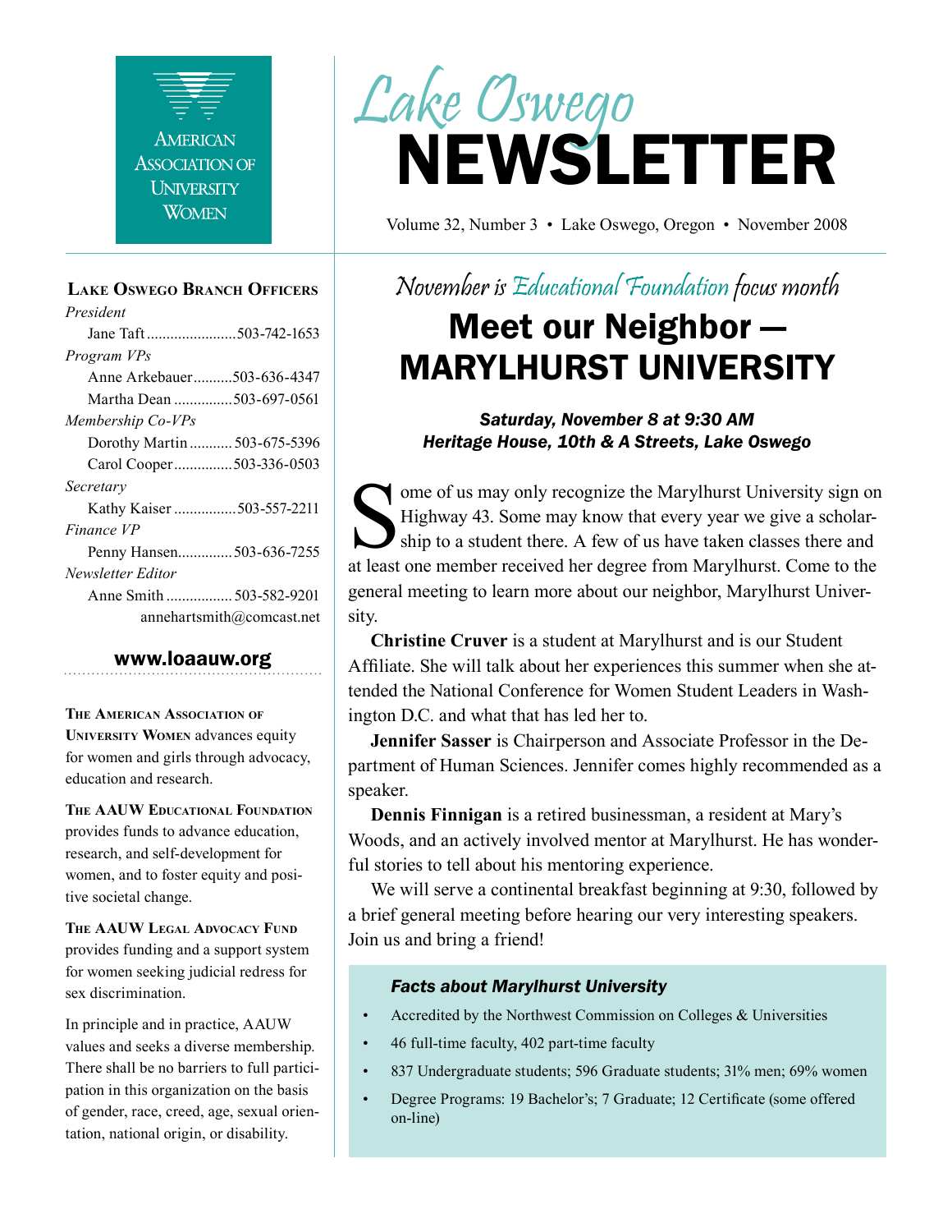AMERICAN ASSOCIATION OF UNIVERSITY WOMEN

# Lake Oswego NEWSLETTER

Volume 32, Number 3 • Lake Oswego, Oregon • November 2008

### Lake Oswego Branch Officers

*President*
Jane Taft ....................... 503-742-1653

*Program VPs*
Anne Arkebauer .......... 503-636-4347
Martha Dean ............... 503-697-0561

*Membership Co-VPs*
Dorothy Martin ........... 503-675-5396
Carol Cooper ............... 503-336-0503

*Secretary*
Kathy Kaiser ................ 503-557-2211

*Finance VP*
Penny Hansen ............. 503-636-7255

*Newsletter Editor*
Anne Smith ................. 503-582-9201
annehartsmith@comcast.net

**www.loaauw.org**

**The American Association of University Women** advances equity for women and girls through advocacy, education and research.

**The AAUW Educational Foundation** provides funds to advance education, research, and self-development for women, and to foster equity and positive societal change.

**The AAUW Legal Advocacy Fund** provides funding and a support system for women seeking judicial redress for sex discrimination.

In principle and in practice, AAUW values and seeks a diverse membership. There shall be no barriers to full participation in this organization on the basis of gender, race, creed, age, sexual orientation, national origin, or disability.

*November is Educational Foundation focus month*

## Meet our Neighbor — MARYLHURST UNIVERSITY

***Saturday, November 8 at 9:30 AM***
***Heritage House, 10th & A Streets, Lake Oswego***

Some of us may only recognize the Marylhurst University sign on Highway 43. Some may know that every year we give a scholarship to a student there. A few of us have taken classes there and at least one member received her degree from Marylhurst. Come to the general meeting to learn more about our neighbor, Marylhurst University.

**Christine Cruver** is a student at Marylhurst and is our Student Affiliate. She will talk about her experiences this summer when she attended the National Conference for Women Student Leaders in Washington D.C. and what that has led her to.

**Jennifer Sasser** is Chairperson and Associate Professor in the Department of Human Sciences. Jennifer comes highly recommended as a speaker.

**Dennis Finnigan** is a retired businessman, a resident at Mary's Woods, and an actively involved mentor at Marylhurst. He has wonderful stories to tell about his mentoring experience.

We will serve a continental breakfast beginning at 9:30, followed by a brief general meeting before hearing our very interesting speakers. Join us and bring a friend!

***Facts about Marylhurst University***

- Accredited by the Northwest Commission on Colleges & Universities
- 46 full-time faculty, 402 part-time faculty
- 837 Undergraduate students; 596 Graduate students; 31% men; 69% women
- Degree Programs: 19 Bachelor's; 7 Graduate; 12 Certificate (some offered on-line)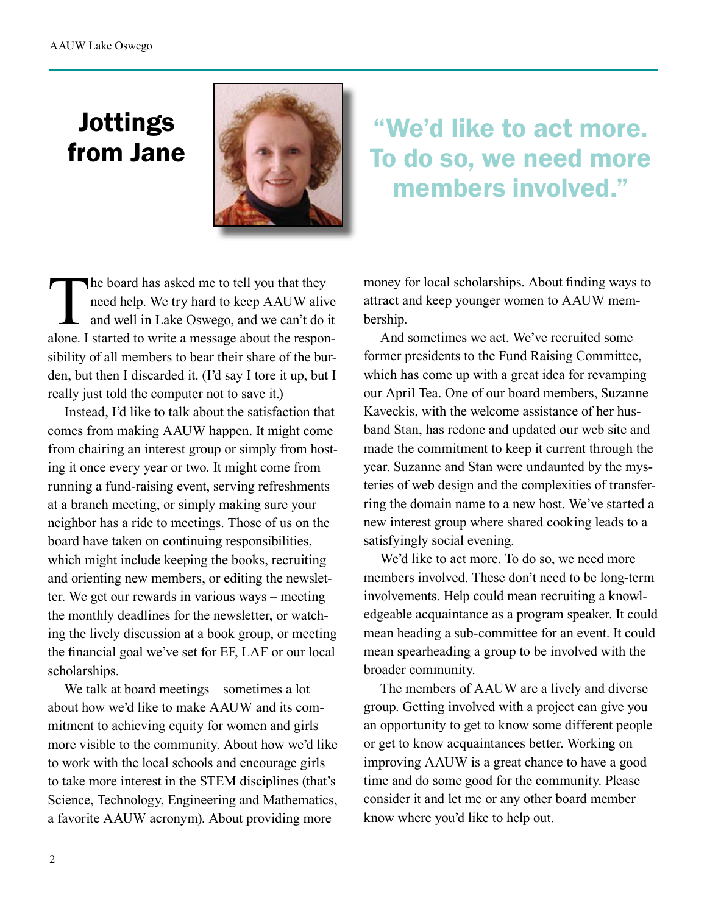# Jottings from Jane

> "We'd like to act more. To do so, we need more members involved."

The board has asked me to tell you that they need help. We try hard to keep AAUW alive and well in Lake Oswego, and we can't do it alone. I started to write a message about the responsibility of all members to bear their share of the burden, but then I discarded it. (I'd say I tore it up, but I really just told the computer not to save it.)

Instead, I'd like to talk about the satisfaction that comes from making AAUW happen. It might come from chairing an interest group or simply from hosting it once every year or two. It might come from running a fund-raising event, serving refreshments at a branch meeting, or simply making sure your neighbor has a ride to meetings. Those of us on the board have taken on continuing responsibilities, which might include keeping the books, recruiting and orienting new members, or editing the newsletter. We get our rewards in various ways – meeting the monthly deadlines for the newsletter, or watching the lively discussion at a book group, or meeting the financial goal we've set for EF, LAF or our local scholarships.

We talk at board meetings – sometimes a lot – about how we'd like to make AAUW and its commitment to achieving equity for women and girls more visible to the community. About how we'd like to work with the local schools and encourage girls to take more interest in the STEM disciplines (that's Science, Technology, Engineering and Mathematics, a favorite AAUW acronym). About providing more money for local scholarships. About finding ways to attract and keep younger women to AAUW membership.

And sometimes we act. We've recruited some former presidents to the Fund Raising Committee, which has come up with a great idea for revamping our April Tea. One of our board members, Suzanne Kaveckis, with the welcome assistance of her husband Stan, has redone and updated our web site and made the commitment to keep it current through the year. Suzanne and Stan were undaunted by the mysteries of web design and the complexities of transferring the domain name to a new host. We've started a new interest group where shared cooking leads to a satisfyingly social evening.

We'd like to act more. To do so, we need more members involved. These don't need to be long-term involvements. Help could mean recruiting a knowledgeable acquaintance as a program speaker. It could mean heading a sub-committee for an event. It could mean spearheading a group to be involved with the broader community.

The members of AAUW are a lively and diverse group. Getting involved with a project can give you an opportunity to get to know some different people or get to know acquaintances better. Working on improving AAUW is a great chance to have a good time and do some good for the community. Please consider it and let me or any other board member know where you'd like to help out.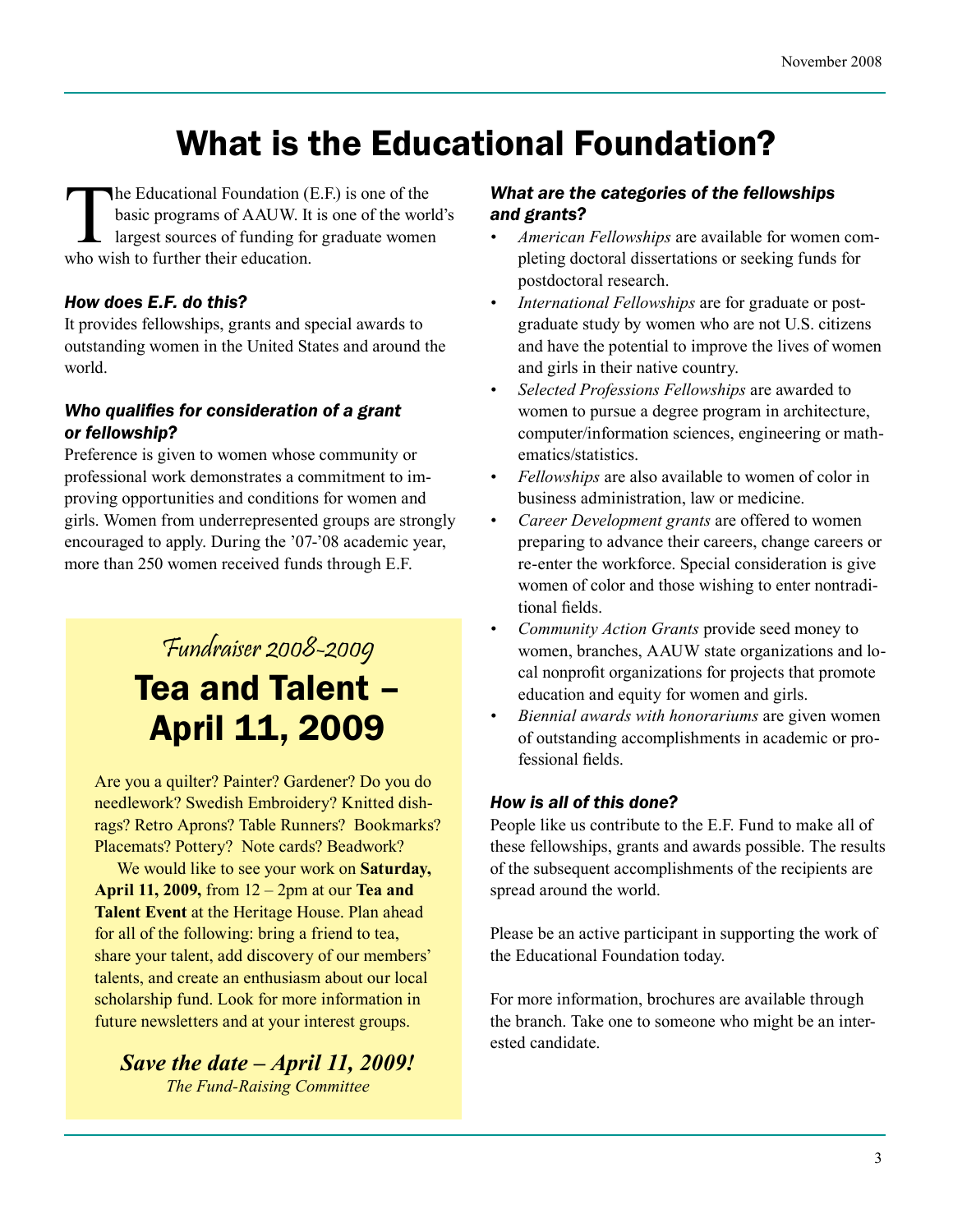# What is the Educational Foundation?

The Educational Foundation (E.F.) is one of the basic programs of AAUW. It is one of the world's largest sources of funding for graduate women who wish to further their education.

### *How does E.F. do this?*

It provides fellowships, grants and special awards to outstanding women in the United States and around the world.

### *Who qualifies for consideration of a grant or fellowship?*

Preference is given to women whose community or professional work demonstrates a commitment to improving opportunities and conditions for women and girls. Women from underrepresented groups are strongly encouraged to apply. During the '07-'08 academic year, more than 250 women received funds through E.F.

### *What are the categories of the fellowships and grants?*

- *American Fellowships* are available for women completing doctoral dissertations or seeking funds for postdoctoral research.
- *International Fellowships* are for graduate or postgraduate study by women who are not U.S. citizens and have the potential to improve the lives of women and girls in their native country.
- *Selected Professions Fellowships* are awarded to women to pursue a degree program in architecture, computer/information sciences, engineering or mathematics/statistics.
- *Fellowships* are also available to women of color in business administration, law or medicine.
- *Career Development grants* are offered to women preparing to advance their careers, change careers or re-enter the workforce. Special consideration is give women of color and those wishing to enter nontraditional fields.
- *Community Action Grants* provide seed money to women, branches, AAUW state organizations and local nonprofit organizations for projects that promote education and equity for women and girls.
- *Biennial awards with honorariums* are given women of outstanding accomplishments in academic or professional fields.

### *How is all of this done?*

People like us contribute to the E.F. Fund to make all of these fellowships, grants and awards possible. The results of the subsequent accomplishments of the recipients are spread around the world.

Please be an active participant in supporting the work of the Educational Foundation today.

For more information, brochures are available through the branch. Take one to someone who might be an interested candidate.

*Fundraiser 2008-2009*

## Tea and Talent – April 11, 2009

Are you a quilter? Painter? Gardener? Do you do needlework? Swedish Embroidery? Knitted dishrags? Retro Aprons? Table Runners? Bookmarks? Placemats? Pottery? Note cards? Beadwork?

We would like to see your work on **Saturday, April 11, 2009,** from 12 – 2pm at our **Tea and Talent Event** at the Heritage House. Plan ahead for all of the following: bring a friend to tea, share your talent, add discovery of our members' talents, and create an enthusiasm about our local scholarship fund. Look for more information in future newsletters and at your interest groups.

***Save the date – April 11, 2009!***

*The Fund-Raising Committee*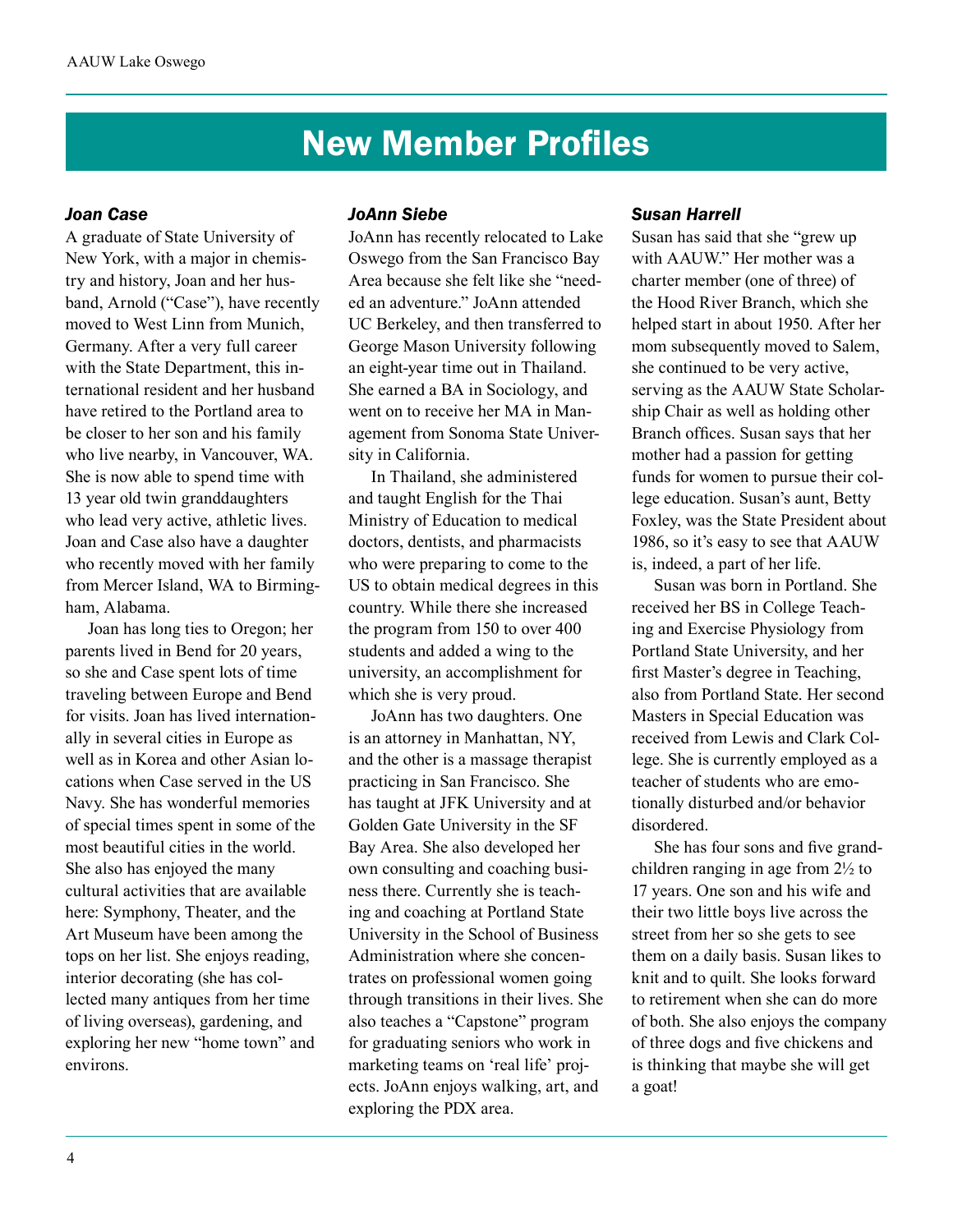# New Member Profiles

### *Joan Case*

A graduate of State University of New York, with a major in chemistry and history, Joan and her husband, Arnold ("Case"), have recently moved to West Linn from Munich, Germany. After a very full career with the State Department, this international resident and her husband have retired to the Portland area to be closer to her son and his family who live nearby, in Vancouver, WA. She is now able to spend time with 13 year old twin granddaughters who lead very active, athletic lives. Joan and Case also have a daughter who recently moved with her family from Mercer Island, WA to Birmingham, Alabama.

Joan has long ties to Oregon; her parents lived in Bend for 20 years, so she and Case spent lots of time traveling between Europe and Bend for visits. Joan has lived internationally in several cities in Europe as well as in Korea and other Asian locations when Case served in the US Navy. She has wonderful memories of special times spent in some of the most beautiful cities in the world. She also has enjoyed the many cultural activities that are available here: Symphony, Theater, and the Art Museum have been among the tops on her list. She enjoys reading, interior decorating (she has collected many antiques from her time of living overseas), gardening, and exploring her new "home town" and environs.

### *JoAnn Siebe*

JoAnn has recently relocated to Lake Oswego from the San Francisco Bay Area because she felt like she "needed an adventure." JoAnn attended UC Berkeley, and then transferred to George Mason University following an eight-year time out in Thailand. She earned a BA in Sociology, and went on to receive her MA in Management from Sonoma State University in California.

In Thailand, she administered and taught English for the Thai Ministry of Education to medical doctors, dentists, and pharmacists who were preparing to come to the US to obtain medical degrees in this country. While there she increased the program from 150 to over 400 students and added a wing to the university, an accomplishment for which she is very proud.

JoAnn has two daughters. One is an attorney in Manhattan, NY, and the other is a massage therapist practicing in San Francisco. She has taught at JFK University and at Golden Gate University in the SF Bay Area. She also developed her own consulting and coaching business there. Currently she is teaching and coaching at Portland State University in the School of Business Administration where she concentrates on professional women going through transitions in their lives. She also teaches a "Capstone" program for graduating seniors who work in marketing teams on 'real life' projects. JoAnn enjoys walking, art, and exploring the PDX area.

### *Susan Harrell*

Susan has said that she "grew up with AAUW." Her mother was a charter member (one of three) of the Hood River Branch, which she helped start in about 1950. After her mom subsequently moved to Salem, she continued to be very active, serving as the AAUW State Scholarship Chair as well as holding other Branch offices. Susan says that her mother had a passion for getting funds for women to pursue their college education. Susan's aunt, Betty Foxley, was the State President about 1986, so it's easy to see that AAUW is, indeed, a part of her life.

Susan was born in Portland. She received her BS in College Teaching and Exercise Physiology from Portland State University, and her first Master's degree in Teaching, also from Portland State. Her second Masters in Special Education was received from Lewis and Clark College. She is currently employed as a teacher of students who are emotionally disturbed and/or behavior disordered.

She has four sons and five grandchildren ranging in age from 2½ to 17 years. One son and his wife and their two little boys live across the street from her so she gets to see them on a daily basis. Susan likes to knit and to quilt. She looks forward to retirement when she can do more of both. She also enjoys the company of three dogs and five chickens and is thinking that maybe she will get a goat!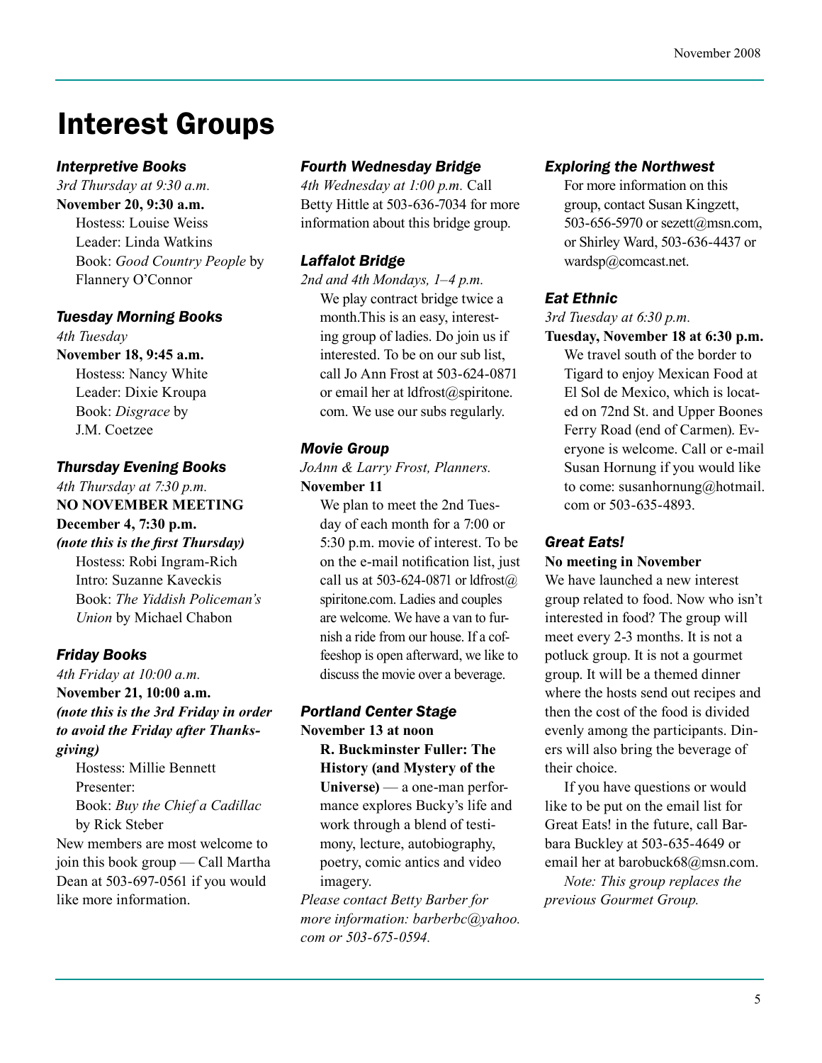# Interest Groups

### *Interpretive Books*

*3rd Thursday at 9:30 a.m.*

**November 20, 9:30 a.m.**

Hostess: Louise Weiss
Leader: Linda Watkins
Book: *Good Country People* by Flannery O'Connor

### *Tuesday Morning Books*

*4th Tuesday*

**November 18, 9:45 a.m.**

Hostess: Nancy White
Leader: Dixie Kroupa
Book: *Disgrace* by J.M. Coetzee

### *Thursday Evening Books*

*4th Thursday at 7:30 p.m.*

**NO NOVEMBER MEETING**

**December 4, 7:30 p.m.**

***(note this is the first Thursday)***

Hostess: Robi Ingram-Rich
Intro: Suzanne Kaveckis
Book: *The Yiddish Policeman's Union* by Michael Chabon

### *Friday Books*

*4th Friday at 10:00 a.m.*

**November 21, 10:00 a.m.**

***(note this is the 3rd Friday in order to avoid the Friday after Thanksgiving)***

Hostess: Millie Bennett
Presenter:
Book: *Buy the Chief a Cadillac* by Rick Steber

New members are most welcome to join this book group — Call Martha Dean at 503-697-0561 if you would like more information.

### *Fourth Wednesday Bridge*

*4th Wednesday at 1:00 p.m.* Call Betty Hittle at 503-636-7034 for more information about this bridge group.

### *Laffalot Bridge*

*2nd and 4th Mondays, 1–4 p.m.*

We play contract bridge twice a month.This is an easy, interesting group of ladies. Do join us if interested. To be on our sub list, call Jo Ann Frost at 503-624-0871 or email her at ldfrost@spiritone.com. We use our subs regularly.

### *Movie Group*

*JoAnn & Larry Frost, Planners.*

**November 11**

We plan to meet the 2nd Tuesday of each month for a 7:00 or 5:30 p.m. movie of interest. To be on the e-mail notification list, just call us at 503-624-0871 or ldfrost@spiritone.com. Ladies and couples are welcome. We have a van to furnish a ride from our house. If a coffeeshop is open afterward, we like to discuss the movie over a beverage.

### *Portland Center Stage*

**November 13 at noon**

**R. Buckminster Fuller: The History (and Mystery of the Universe)** — a one-man performance explores Bucky's life and work through a blend of testimony, lecture, autobiography, poetry, comic antics and video imagery.

*Please contact Betty Barber for more information: barberbc@yahoo.com or 503-675-0594.*

### *Exploring the Northwest*

For more information on this group, contact Susan Kingzett, 503-656-5970 or sezett@msn.com, or Shirley Ward, 503-636-4437 or wardsp@comcast.net.

### *Eat Ethnic*

*3rd Tuesday at 6:30 p.m.*

**Tuesday, November 18 at 6:30 p.m.**

We travel south of the border to Tigard to enjoy Mexican Food at El Sol de Mexico, which is located on 72nd St. and Upper Boones Ferry Road (end of Carmen). Everyone is welcome. Call or e-mail Susan Hornung if you would like to come: susanhornung@hotmail.com or 503-635-4893.

### *Great Eats!*

**No meeting in November**

We have launched a new interest group related to food. Now who isn't interested in food? The group will meet every 2-3 months. It is not a potluck group. It is not a gourmet group. It will be a themed dinner where the hosts send out recipes and then the cost of the food is divided evenly among the participants. Diners will also bring the beverage of their choice.

If you have questions or would like to be put on the email list for Great Eats! in the future, call Barbara Buckley at 503-635-4649 or email her at barobuck68@msn.com.

*Note: This group replaces the previous Gourmet Group.*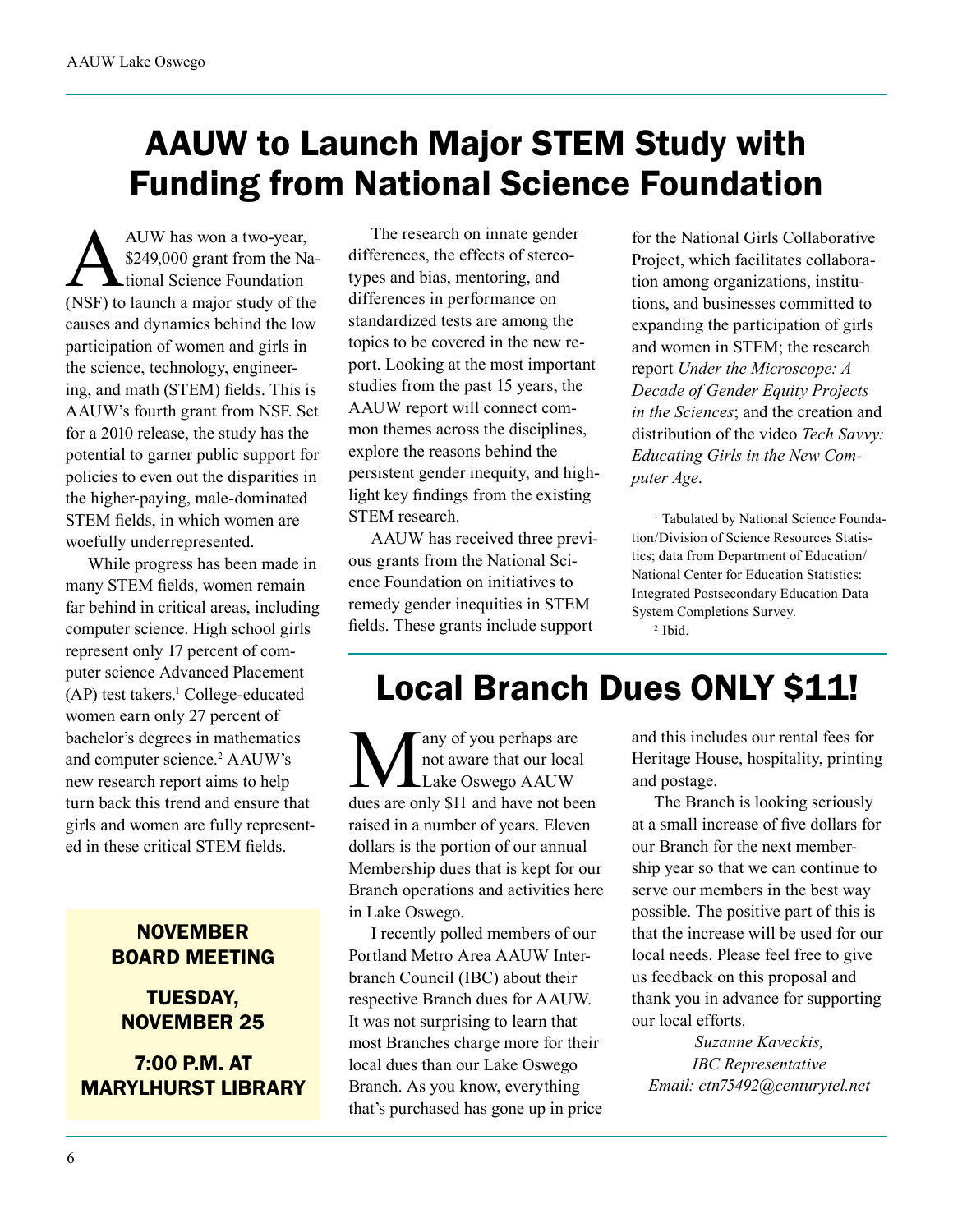# AAUW to Launch Major STEM Study with Funding from National Science Foundation

AAUW has won a two-year, $249,000 grant from the National Science Foundation (NSF) to launch a major study of the causes and dynamics behind the low participation of women and girls in the science, technology, engineering, and math (STEM) fields. This is AAUW's fourth grant from NSF. Set for a 2010 release, the study has the potential to garner public support for policies to even out the disparities in the higher-paying, male-dominated STEM fields, in which women are woefully underrepresented.

While progress has been made in many STEM fields, women remain far behind in critical areas, including computer science. High school girls represent only 17 percent of computer science Advanced Placement (AP) test takers.[1] College-educated women earn only 27 percent of bachelor's degrees in mathematics and computer science.[2] AAUW's new research report aims to help turn back this trend and ensure that girls and women are fully represented in these critical STEM fields.

The research on innate gender differences, the effects of stereotypes and bias, mentoring, and differences in performance on standardized tests are among the topics to be covered in the new report. Looking at the most important studies from the past 15 years, the AAUW report will connect common themes across the disciplines, explore the reasons behind the persistent gender inequity, and highlight key findings from the existing STEM research.

AAUW has received three previous grants from the National Science Foundation on initiatives to remedy gender inequities in STEM fields. These grants include support for the National Girls Collaborative Project, which facilitates collaboration among organizations, institutions, and businesses committed to expanding the participation of girls and women in STEM; the research report *Under the Microscope: A Decade of Gender Equity Projects in the Sciences*; and the creation and distribution of the video *Tech Savvy: Educating Girls in the New Computer Age*.

[1] Tabulated by National Science Foundation/Division of Science Resources Statistics; data from Department of Education/National Center for Education Statistics: Integrated Postsecondary Education Data System Completions Survey.

[2] Ibid.

**NOVEMBER BOARD MEETING**

**TUESDAY, NOVEMBER 25**

**7:00 P.M. AT MARYLHURST LIBRARY**

# Local Branch Dues ONLY $11!

Many of you perhaps are not aware that our local Lake Oswego AAUW dues are only $11 and have not been raised in a number of years. Eleven dollars is the portion of our annual Membership dues that is kept for our Branch operations and activities here in Lake Oswego.

I recently polled members of our Portland Metro Area AAUW Interbranch Council (IBC) about their respective Branch dues for AAUW. It was not surprising to learn that most Branches charge more for their local dues than our Lake Oswego Branch. As you know, everything that's purchased has gone up in price and this includes our rental fees for Heritage House, hospitality, printing and postage.

The Branch is looking seriously at a small increase of five dollars for our Branch for the next membership year so that we can continue to serve our members in the best way possible. The positive part of this is that the increase will be used for our local needs. Please feel free to give us feedback on this proposal and thank you in advance for supporting our local efforts.

*Suzanne Kaveckis,*
*IBC Representative*
*Email: ctn75492@centurytel.net*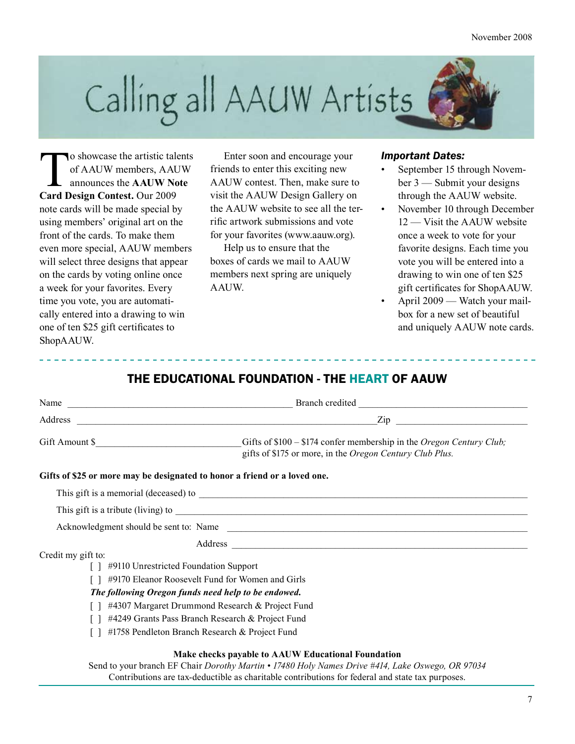# Calling all AAUW Artists

To showcase the artistic talents of AAUW members, AAUW announces the **AAUW Note Card Design Contest.** Our 2009 note cards will be made special by using members' original art on the front of the cards. To make them even more special, AAUW members will select three designs that appear on the cards by voting online once a week for your favorites. Every time you vote, you are automatically entered into a drawing to win one of ten $25 gift certificates to ShopAAUW.

Enter soon and encourage your friends to enter this exciting new AAUW contest. Then, make sure to visit the AAUW Design Gallery on the AAUW website to see all the terrific artwork submissions and vote for your favorites (www.aauw.org).

Help us to ensure that the boxes of cards we mail to AAUW members next spring are uniquely AAUW.

***Important Dates:***

- September 15 through November 3 — Submit your designs through the AAUW website.
- November 10 through December 12 — Visit the AAUW website once a week to vote for your favorite designs. Each time you vote you will be entered into a drawing to win one of ten $25 gift certificates for ShopAAUW.
- April 2009 — Watch your mailbox for a new set of beautiful and uniquely AAUW note cards.

---

## THE EDUCATIONAL FOUNDATION - THE HEART OF AAUW

Name ______________________________ Branch credited ______________________________

Address ______________________________ Zip ______________________________

Gift Amount $______________________________ Gifts of $100 – $174 confer membership in the *Oregon Century Club;* gifts of $175 or more, in the *Oregon Century Club Plus.*

**Gifts of $25 or more may be designated to honor a friend or a loved one.**

This gift is a memorial (deceased) to ______________________________

This gift is a tribute (living) to ______________________________

Acknowledgment should be sent to: Name ______________________________

Address ______________________________

Credit my gift to:

[ ] #9110 Unrestricted Foundation Support

[ ] #9170 Eleanor Roosevelt Fund for Women and Girls

***The following Oregon funds need help to be endowed.***

[ ] #4307 Margaret Drummond Research & Project Fund

[ ] #4249 Grants Pass Branch Research & Project Fund

[ ] #1758 Pendleton Branch Research & Project Fund

**Make checks payable to AAUW Educational Foundation**

Send to your branch EF Chair *Dorothy Martin • 17480 Holy Names Drive #414, Lake Oswego, OR 97034*

Contributions are tax-deductible as charitable contributions for federal and state tax purposes.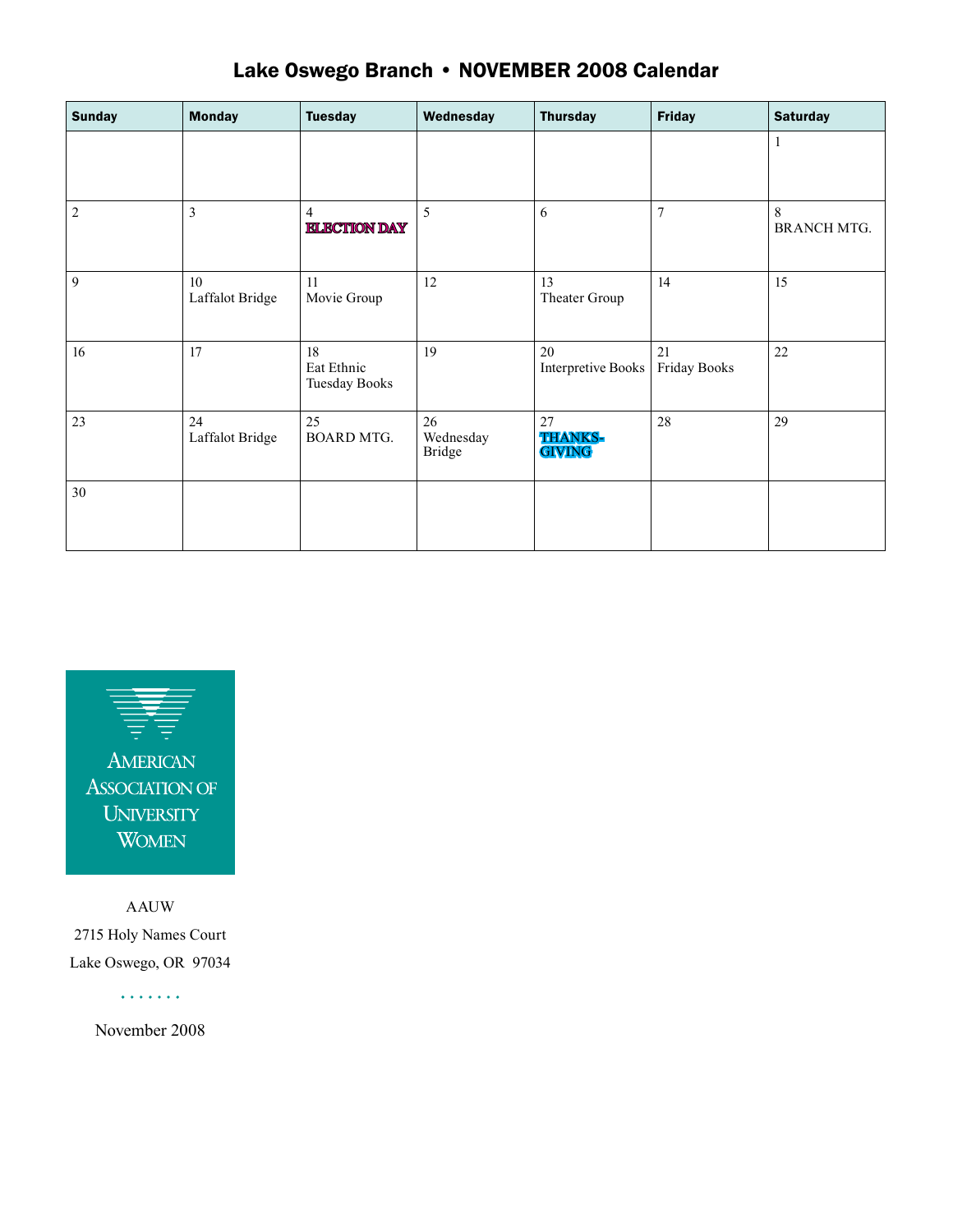# Lake Oswego Branch • NOVEMBER 2008 Calendar

| Sunday | Monday | Tuesday | Wednesday | Thursday | Friday | Saturday |
|---|---|---|---|---|---|---|
| | | | | | | 1 |
| 2 | 3 | 4 ELECTION DAY | 5 | 6 | 7 | 8 BRANCH MTG. |
| 9 | 10 Laffalot Bridge | 11 Movie Group | 12 | 13 Theater Group | 14 | 15 |
| 16 | 17 | 18 Eat Ethnic Tuesday Books | 19 | 20 Interpretive Books | 21 Friday Books | 22 |
| 23 | 24 Laffalot Bridge | 25 BOARD MTG. | 26 Wednesday Bridge | 27 THANKS-GIVING | 28 | 29 |
| 30 | | | | | | |

AMERICAN ASSOCIATION OF UNIVERSITY WOMEN

AAUW

2715 Holy Names Court

Lake Oswego, OR 97034

November 2008